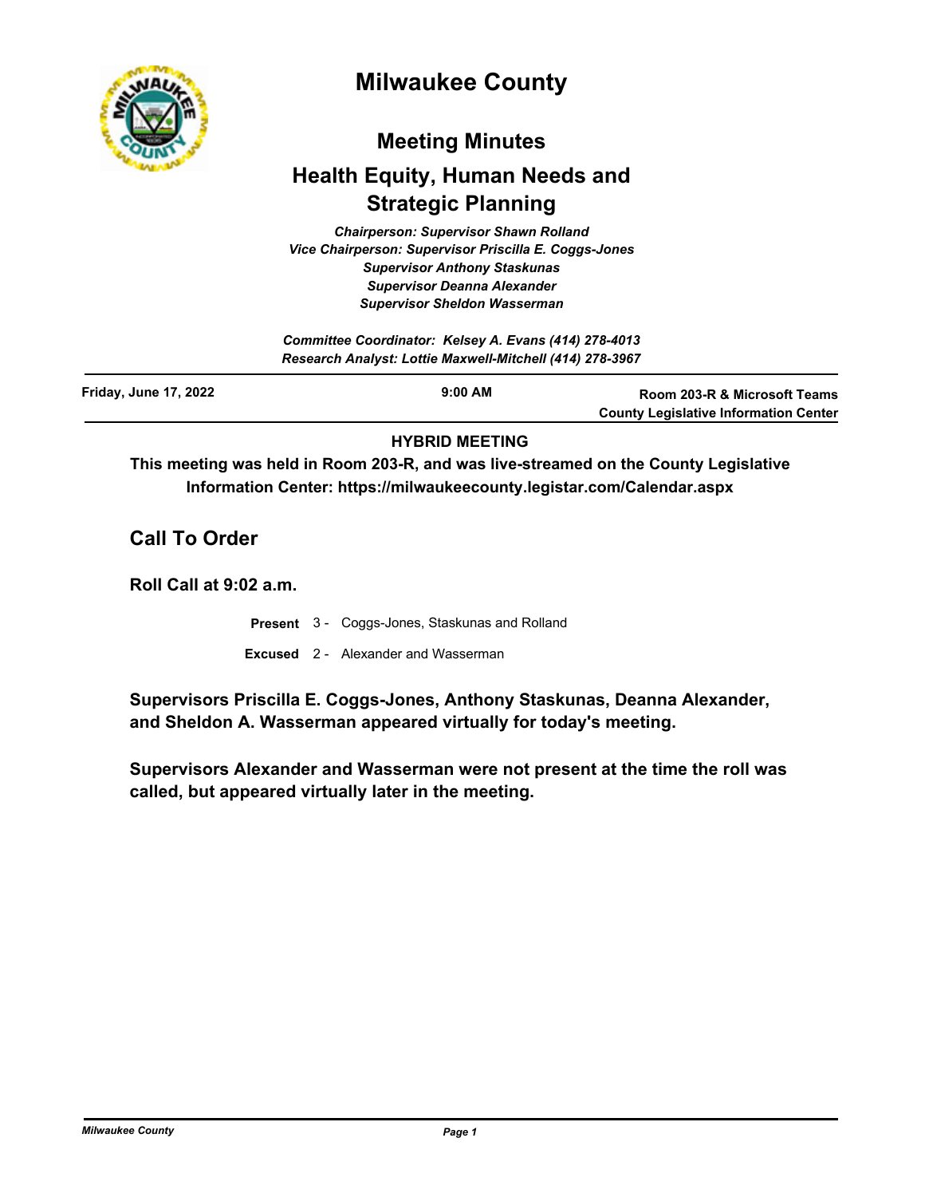# Milwaukee County

## Meeting Minutes

## Health Equity, Human Needs and Strategic Planning

*Chairperson: Supervisor Shawn Rolland*
*Vice Chairperson: Supervisor Priscilla E. Coggs-Jones*
*Supervisor Anthony Staskunas*
*Supervisor Deanna Alexander*
*Supervisor Sheldon Wasserman*

*Committee Coordinator: Kelsey A. Evans (414) 278-4013*
*Research Analyst: Lottie Maxwell-Mitchell (414) 278-3967*

| Friday, June 17, 2022 | 9:00 AM | Room 203-R & Microsoft Teams<br>County Legislative Information Center |
|---|---|---|

**HYBRID MEETING**

**This meeting was held in Room 203-R, and was live-streamed on the County Legislative Information Center: https://milwaukeecounty.legistar.com/Calendar.aspx**

## Call To Order

### Roll Call at 9:02 a.m.

**Present** 3 - Coggs-Jones, Staskunas and Rolland

**Excused** 2 - Alexander and Wasserman

**Supervisors Priscilla E. Coggs-Jones, Anthony Staskunas, Deanna Alexander, and Sheldon A. Wasserman appeared virtually for today's meeting.**

**Supervisors Alexander and Wasserman were not present at the time the roll was called, but appeared virtually later in the meeting.**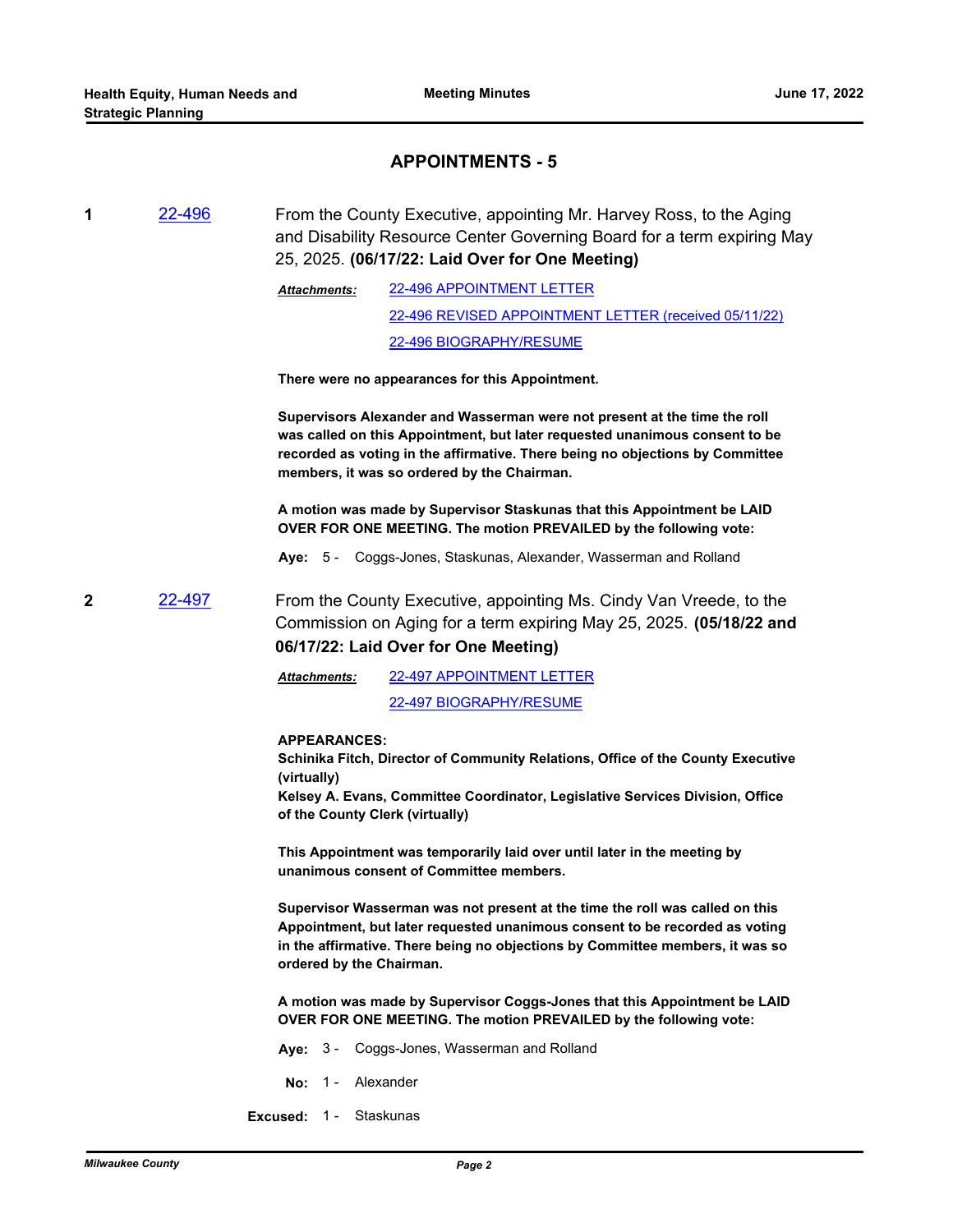## APPOINTMENTS - 5

**1** [22-496](22-496)

From the County Executive, appointing Mr. Harvey Ross, to the Aging and Disability Resource Center Governing Board for a term expiring May 25, 2025. **(06/17/22: Laid Over for One Meeting)**

***Attachments:*** 22-496 APPOINTMENT LETTER
22-496 REVISED APPOINTMENT LETTER (received 05/11/22)
22-496 BIOGRAPHY/RESUME

**There were no appearances for this Appointment.**

**Supervisors Alexander and Wasserman were not present at the time the roll was called on this Appointment, but later requested unanimous consent to be recorded as voting in the affirmative. There being no objections by Committee members, it was so ordered by the Chairman.**

**A motion was made by Supervisor Staskunas that this Appointment be LAID OVER FOR ONE MEETING. The motion PREVAILED by the following vote:**

**Aye:** 5 - Coggs-Jones, Staskunas, Alexander, Wasserman and Rolland

**2** 22-497

From the County Executive, appointing Ms. Cindy Van Vreede, to the Commission on Aging for a term expiring May 25, 2025. **(05/18/22 and 06/17/22: Laid Over for One Meeting)**

***Attachments:*** 22-497 APPOINTMENT LETTER
22-497 BIOGRAPHY/RESUME

**APPEARANCES:**
**Schinika Fitch, Director of Community Relations, Office of the County Executive (virtually)**
**Kelsey A. Evans, Committee Coordinator, Legislative Services Division, Office of the County Clerk (virtually)**

**This Appointment was temporarily laid over until later in the meeting by unanimous consent of Committee members.**

**Supervisor Wasserman was not present at the time the roll was called on this Appointment, but later requested unanimous consent to be recorded as voting in the affirmative. There being no objections by Committee members, it was so ordered by the Chairman.**

**A motion was made by Supervisor Coggs-Jones that this Appointment be LAID OVER FOR ONE MEETING. The motion PREVAILED by the following vote:**

**Aye:** 3 - Coggs-Jones, Wasserman and Rolland

**No:** 1 - Alexander

**Excused:** 1 - Staskunas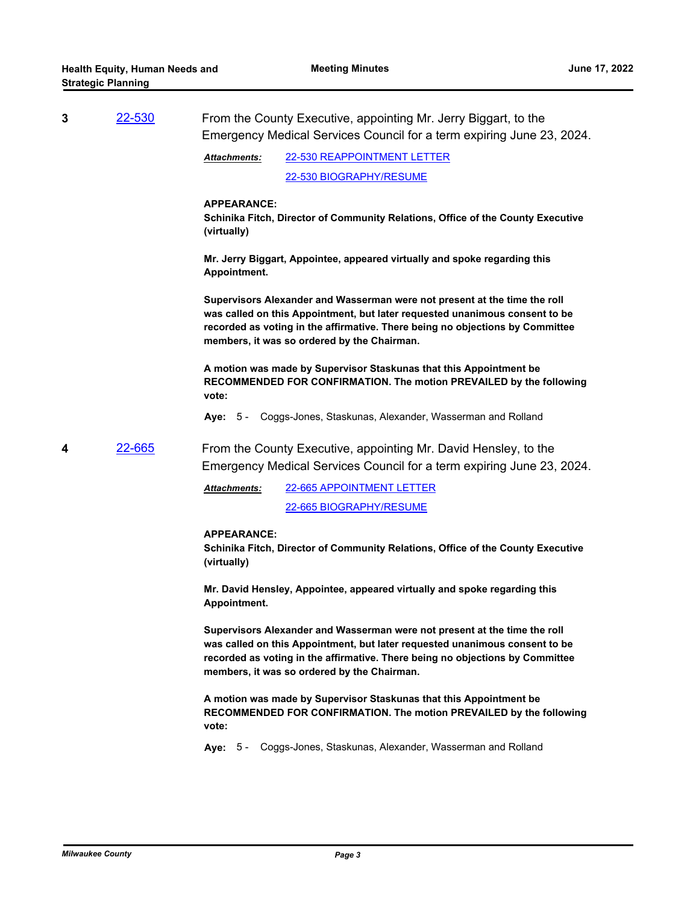**3** [22-530](22-530) From the County Executive, appointing Mr. Jerry Biggart, to the Emergency Medical Services Council for a term expiring June 23, 2024.

***Attachments:*** 22-530 REAPPOINTMENT LETTER

22-530 BIOGRAPHY/RESUME

**APPEARANCE:**
**Schinika Fitch, Director of Community Relations, Office of the County Executive (virtually)**

**Mr. Jerry Biggart, Appointee, appeared virtually and spoke regarding this Appointment.**

**Supervisors Alexander and Wasserman were not present at the time the roll was called on this Appointment, but later requested unanimous consent to be recorded as voting in the affirmative. There being no objections by Committee members, it was so ordered by the Chairman.**

**A motion was made by Supervisor Staskunas that this Appointment be RECOMMENDED FOR CONFIRMATION. The motion PREVAILED by the following vote:**

**Aye:** 5 - Coggs-Jones, Staskunas, Alexander, Wasserman and Rolland

**4** [22-665](22-665) From the County Executive, appointing Mr. David Hensley, to the Emergency Medical Services Council for a term expiring June 23, 2024.

***Attachments:*** 22-665 APPOINTMENT LETTER

22-665 BIOGRAPHY/RESUME

**APPEARANCE:**
**Schinika Fitch, Director of Community Relations, Office of the County Executive (virtually)**

**Mr. David Hensley, Appointee, appeared virtually and spoke regarding this Appointment.**

**Supervisors Alexander and Wasserman were not present at the time the roll was called on this Appointment, but later requested unanimous consent to be recorded as voting in the affirmative. There being no objections by Committee members, it was so ordered by the Chairman.**

**A motion was made by Supervisor Staskunas that this Appointment be RECOMMENDED FOR CONFIRMATION. The motion PREVAILED by the following vote:**

**Aye:** 5 - Coggs-Jones, Staskunas, Alexander, Wasserman and Rolland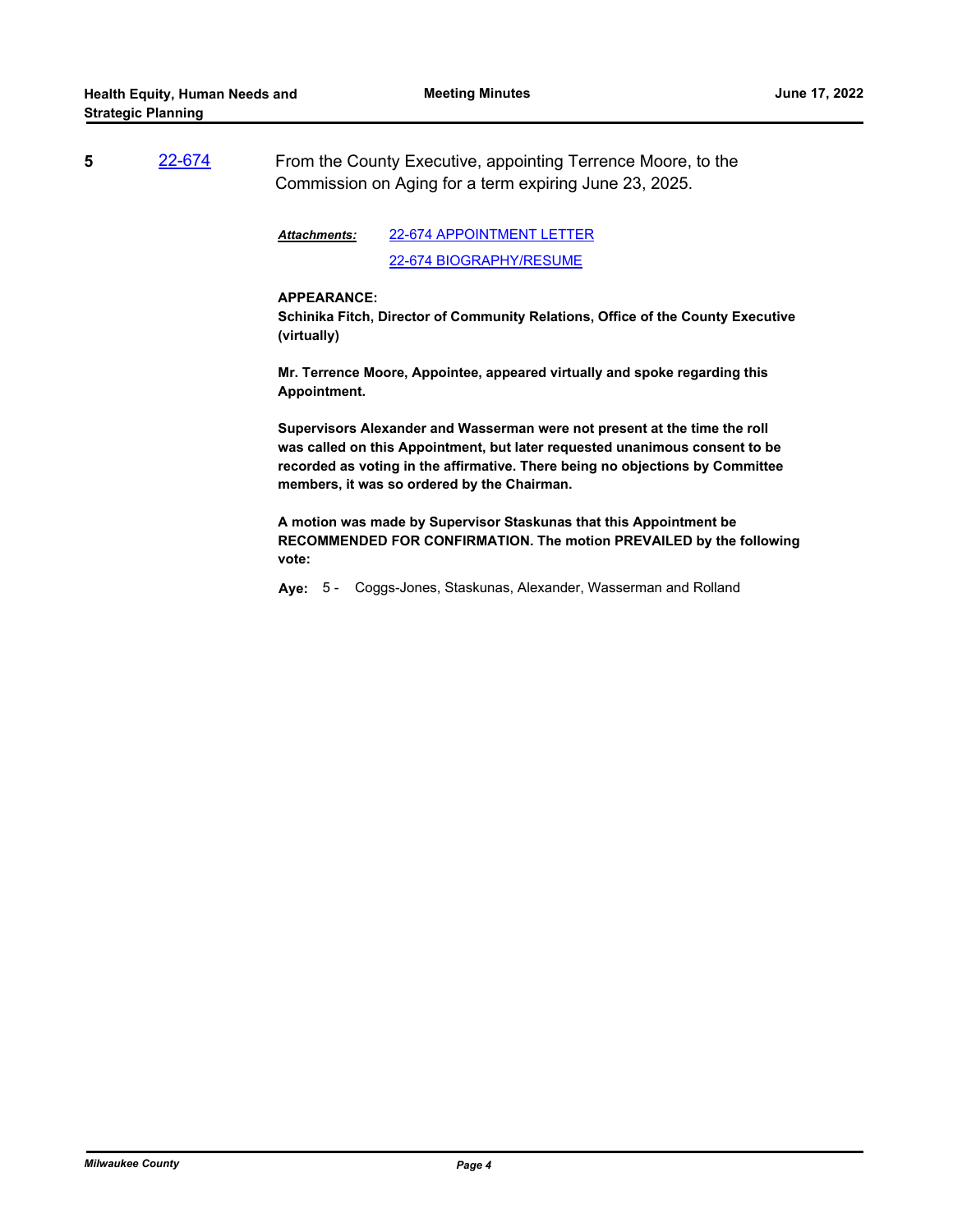**5** [22-674] From the County Executive, appointing Terrence Moore, to the Commission on Aging for a term expiring June 23, 2025.

***Attachments:*** 22-674 APPOINTMENT LETTER
22-674 BIOGRAPHY/RESUME

**APPEARANCE:**
**Schinika Fitch, Director of Community Relations, Office of the County Executive (virtually)**

**Mr. Terrence Moore, Appointee, appeared virtually and spoke regarding this Appointment.**

**Supervisors Alexander and Wasserman were not present at the time the roll was called on this Appointment, but later requested unanimous consent to be recorded as voting in the affirmative. There being no objections by Committee members, it was so ordered by the Chairman.**

**A motion was made by Supervisor Staskunas that this Appointment be RECOMMENDED FOR CONFIRMATION. The motion PREVAILED by the following vote:**

**Aye:** 5 - Coggs-Jones, Staskunas, Alexander, Wasserman and Rolland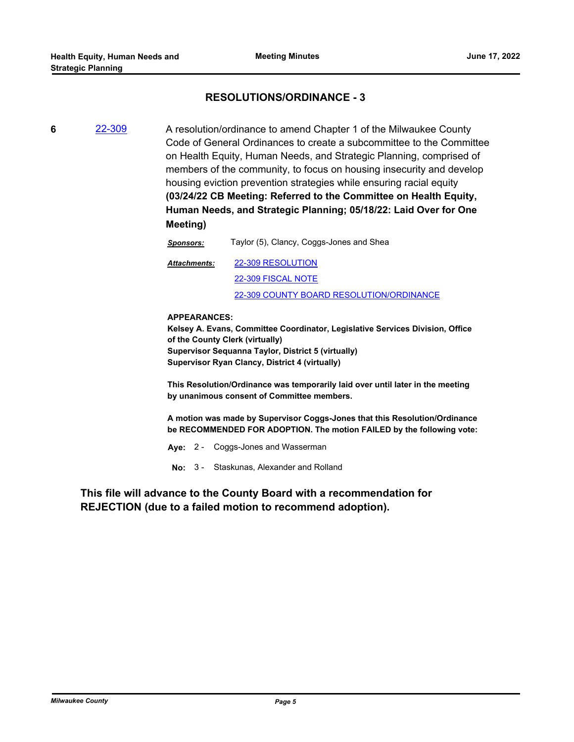## RESOLUTIONS/ORDINANCE - 3

**6** 22-309 A resolution/ordinance to amend Chapter 1 of the Milwaukee County Code of General Ordinances to create a subcommittee to the Committee on Health Equity, Human Needs, and Strategic Planning, comprised of members of the community, to focus on housing insecurity and develop housing eviction prevention strategies while ensuring racial equity **(03/24/22 CB Meeting: Referred to the Committee on Health Equity, Human Needs, and Strategic Planning; 05/18/22: Laid Over for One Meeting)**

***Sponsors:*** Taylor (5), Clancy, Coggs-Jones and Shea

***Attachments:*** 22-309 RESOLUTION
22-309 FISCAL NOTE
22-309 COUNTY BOARD RESOLUTION/ORDINANCE

**APPEARANCES:**
**Kelsey A. Evans, Committee Coordinator, Legislative Services Division, Office of the County Clerk (virtually)**
**Supervisor Sequanna Taylor, District 5 (virtually)**
**Supervisor Ryan Clancy, District 4 (virtually)**

**This Resolution/Ordinance was temporarily laid over until later in the meeting by unanimous consent of Committee members.**

**A motion was made by Supervisor Coggs-Jones that this Resolution/Ordinance be RECOMMENDED FOR ADOPTION. The motion FAILED by the following vote:**

**Aye:** 2 - Coggs-Jones and Wasserman

**No:** 3 - Staskunas, Alexander and Rolland

**This file will advance to the County Board with a recommendation for REJECTION (due to a failed motion to recommend adoption).**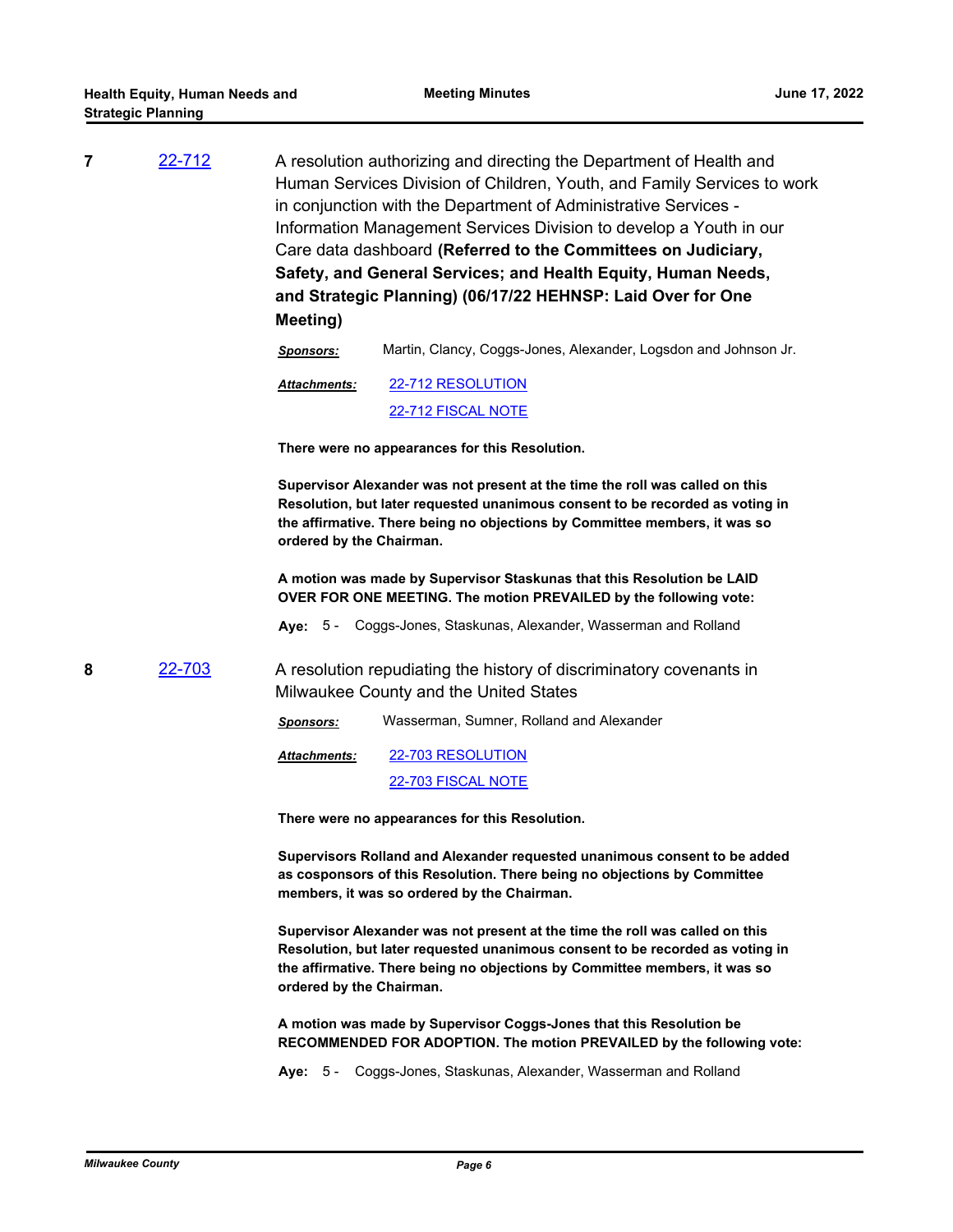**7** [22-712](22-712)

A resolution authorizing and directing the Department of Health and Human Services Division of Children, Youth, and Family Services to work in conjunction with the Department of Administrative Services - Information Management Services Division to develop a Youth in our Care data dashboard **(Referred to the Committees on Judiciary, Safety, and General Services; and Health Equity, Human Needs, and Strategic Planning) (06/17/22 HEHNSP: Laid Over for One Meeting)**

***Sponsors:*** Martin, Clancy, Coggs-Jones, Alexander, Logsdon and Johnson Jr.

***Attachments:*** 22-712 RESOLUTION
22-712 FISCAL NOTE

**There were no appearances for this Resolution.**

**Supervisor Alexander was not present at the time the roll was called on this Resolution, but later requested unanimous consent to be recorded as voting in the affirmative. There being no objections by Committee members, it was so ordered by the Chairman.**

**A motion was made by Supervisor Staskunas that this Resolution be LAID OVER FOR ONE MEETING. The motion PREVAILED by the following vote:**

**Aye:** 5 - Coggs-Jones, Staskunas, Alexander, Wasserman and Rolland

**8** [22-703](22-703)

A resolution repudiating the history of discriminatory covenants in Milwaukee County and the United States

***Sponsors:*** Wasserman, Sumner, Rolland and Alexander

***Attachments:*** 22-703 RESOLUTION
22-703 FISCAL NOTE

**There were no appearances for this Resolution.**

**Supervisors Rolland and Alexander requested unanimous consent to be added as cosponsors of this Resolution. There being no objections by Committee members, it was so ordered by the Chairman.**

**Supervisor Alexander was not present at the time the roll was called on this Resolution, but later requested unanimous consent to be recorded as voting in the affirmative. There being no objections by Committee members, it was so ordered by the Chairman.**

**A motion was made by Supervisor Coggs-Jones that this Resolution be RECOMMENDED FOR ADOPTION. The motion PREVAILED by the following vote:**

**Aye:** 5 - Coggs-Jones, Staskunas, Alexander, Wasserman and Rolland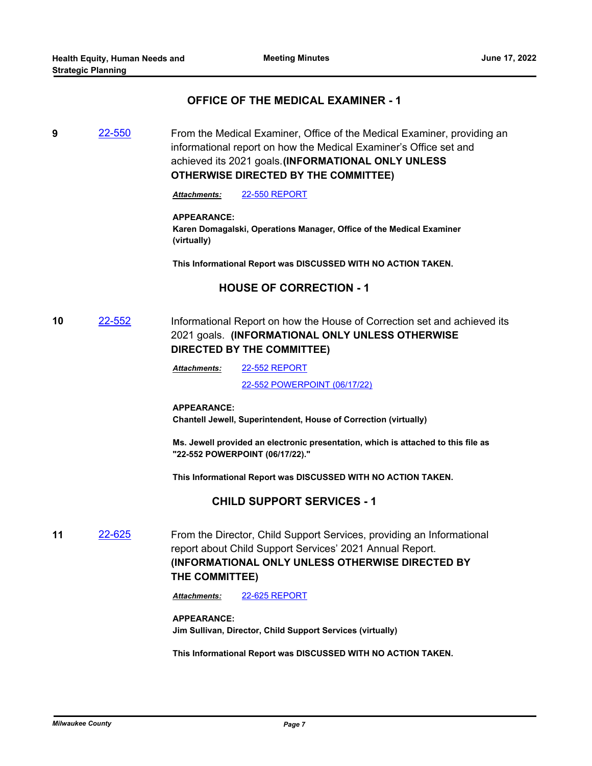## OFFICE OF THE MEDICAL EXAMINER - 1

**9** [22-550](22-550) From the Medical Examiner, Office of the Medical Examiner, providing an informational report on how the Medical Examiner's Office set and achieved its 2021 goals. **(INFORMATIONAL ONLY UNLESS OTHERWISE DIRECTED BY THE COMMITTEE)**

***Attachments:*** 22-550 REPORT

**APPEARANCE:**
**Karen Domagalski, Operations Manager, Office of the Medical Examiner (virtually)**

**This Informational Report was DISCUSSED WITH NO ACTION TAKEN.**

## HOUSE OF CORRECTION - 1

**10** 22-552 Informational Report on how the House of Correction set and achieved its 2021 goals. **(INFORMATIONAL ONLY UNLESS OTHERWISE DIRECTED BY THE COMMITTEE)**

***Attachments:*** 22-552 REPORT
22-552 POWERPOINT (06/17/22)

**APPEARANCE:**
**Chantell Jewell, Superintendent, House of Correction (virtually)**

**Ms. Jewell provided an electronic presentation, which is attached to this file as "22-552 POWERPOINT (06/17/22)."**

**This Informational Report was DISCUSSED WITH NO ACTION TAKEN.**

## CHILD SUPPORT SERVICES - 1

**11** 22-625 From the Director, Child Support Services, providing an Informational report about Child Support Services' 2021 Annual Report. **(INFORMATIONAL ONLY UNLESS OTHERWISE DIRECTED BY THE COMMITTEE)**

***Attachments:*** 22-625 REPORT

**APPEARANCE:**
**Jim Sullivan, Director, Child Support Services (virtually)**

**This Informational Report was DISCUSSED WITH NO ACTION TAKEN.**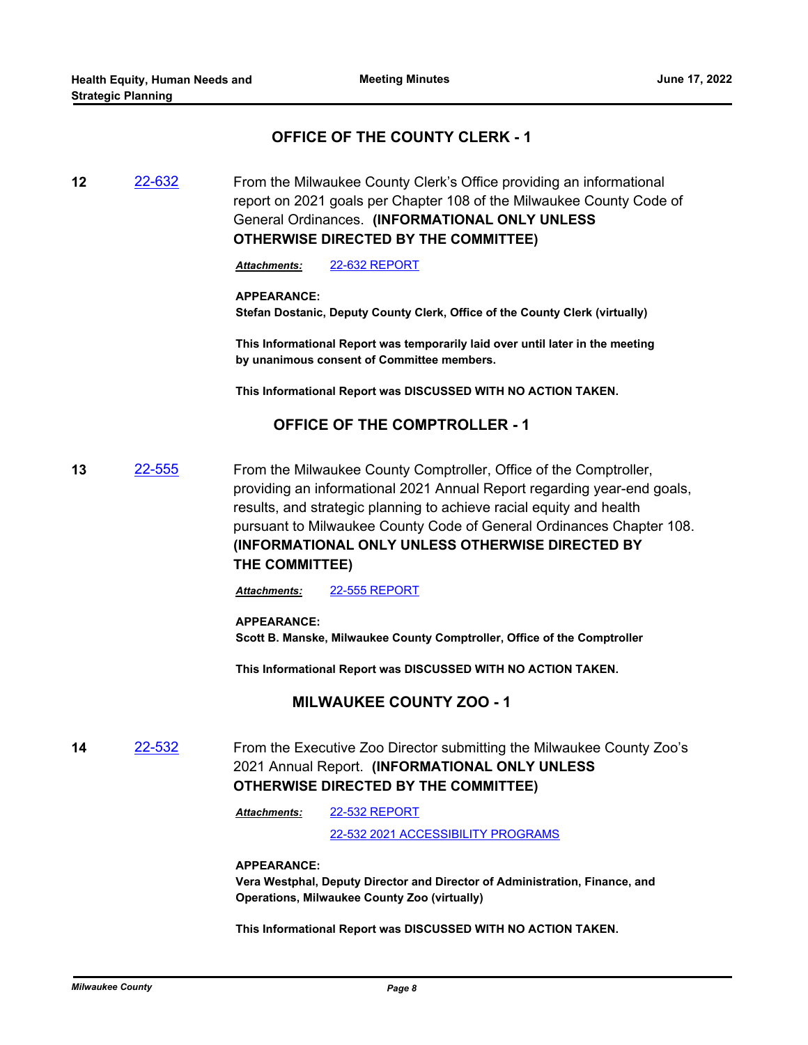## OFFICE OF THE COUNTY CLERK - 1

**12** 22-632 From the Milwaukee County Clerk's Office providing an informational report on 2021 goals per Chapter 108 of the Milwaukee County Code of General Ordinances. **(INFORMATIONAL ONLY UNLESS OTHERWISE DIRECTED BY THE COMMITTEE)**

***Attachments:*** 22-632 REPORT

**APPEARANCE:**
**Stefan Dostanic, Deputy County Clerk, Office of the County Clerk (virtually)**

**This Informational Report was temporarily laid over until later in the meeting by unanimous consent of Committee members.**

**This Informational Report was DISCUSSED WITH NO ACTION TAKEN.**

## OFFICE OF THE COMPTROLLER - 1

**13** 22-555 From the Milwaukee County Comptroller, Office of the Comptroller, providing an informational 2021 Annual Report regarding year-end goals, results, and strategic planning to achieve racial equity and health pursuant to Milwaukee County Code of General Ordinances Chapter 108. **(INFORMATIONAL ONLY UNLESS OTHERWISE DIRECTED BY THE COMMITTEE)**

***Attachments:*** 22-555 REPORT

**APPEARANCE:**
**Scott B. Manske, Milwaukee County Comptroller, Office of the Comptroller**

**This Informational Report was DISCUSSED WITH NO ACTION TAKEN.**

## MILWAUKEE COUNTY ZOO - 1

**14** 22-532 From the Executive Zoo Director submitting the Milwaukee County Zoo's 2021 Annual Report. **(INFORMATIONAL ONLY UNLESS OTHERWISE DIRECTED BY THE COMMITTEE)**

***Attachments:*** 22-532 REPORT
22-532 2021 ACCESSIBILITY PROGRAMS

**APPEARANCE:**
**Vera Westphal, Deputy Director and Director of Administration, Finance, and Operations, Milwaukee County Zoo (virtually)**

**This Informational Report was DISCUSSED WITH NO ACTION TAKEN.**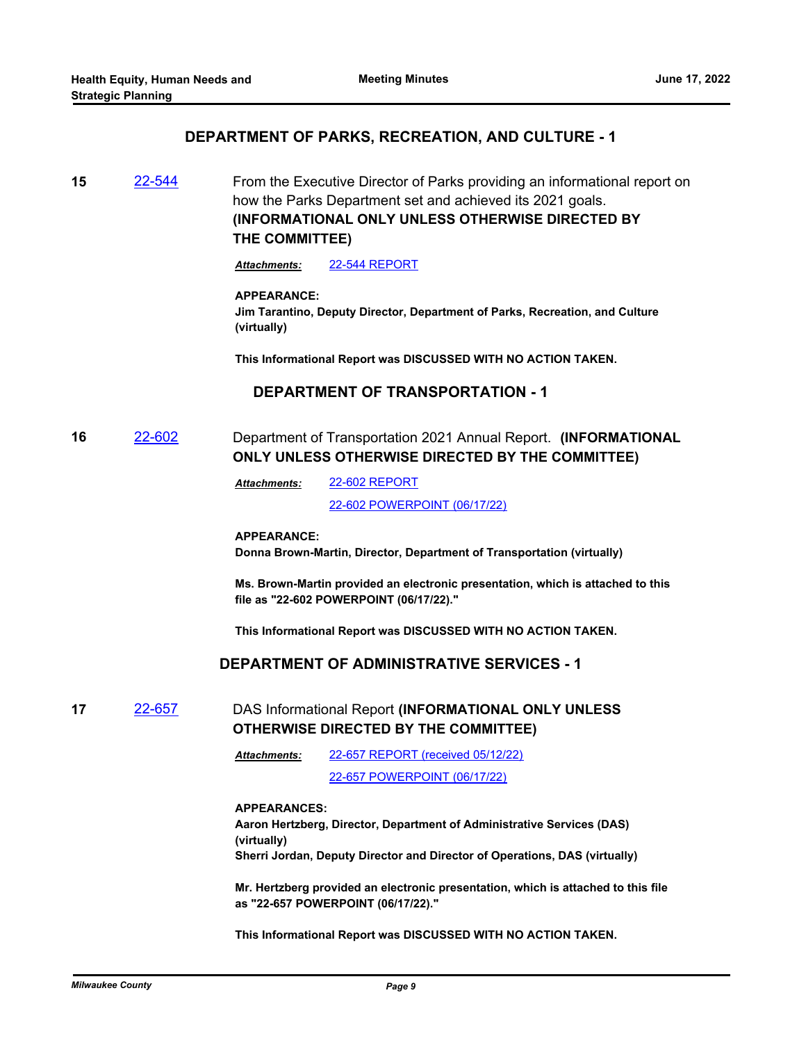## DEPARTMENT OF PARKS, RECREATION, AND CULTURE - 1

**15** [22-544](22-544) From the Executive Director of Parks providing an informational report on how the Parks Department set and achieved its 2021 goals. **(INFORMATIONAL ONLY UNLESS OTHERWISE DIRECTED BY THE COMMITTEE)**

***Attachments:*** [22-544 REPORT](22-544 REPORT)

**APPEARANCE:**
**Jim Tarantino, Deputy Director, Department of Parks, Recreation, and Culture (virtually)**

**This Informational Report was DISCUSSED WITH NO ACTION TAKEN.**

## DEPARTMENT OF TRANSPORTATION - 1

**16** [22-602](22-602) Department of Transportation 2021 Annual Report. **(INFORMATIONAL ONLY UNLESS OTHERWISE DIRECTED BY THE COMMITTEE)**

***Attachments:*** [22-602 REPORT](22-602 REPORT)
[22-602 POWERPOINT (06/17/22)](22-602 POWERPOINT (06/17/22))

**APPEARANCE:**
**Donna Brown-Martin, Director, Department of Transportation (virtually)**

**Ms. Brown-Martin provided an electronic presentation, which is attached to this file as "22-602 POWERPOINT (06/17/22)."**

**This Informational Report was DISCUSSED WITH NO ACTION TAKEN.**

## DEPARTMENT OF ADMINISTRATIVE SERVICES - 1

**17** [22-657](22-657) DAS Informational Report **(INFORMATIONAL ONLY UNLESS OTHERWISE DIRECTED BY THE COMMITTEE)**

***Attachments:*** [22-657 REPORT (received 05/12/22)](22-657 REPORT (received 05/12/22))
[22-657 POWERPOINT (06/17/22)](22-657 POWERPOINT (06/17/22))

**APPEARANCES:**
**Aaron Hertzberg, Director, Department of Administrative Services (DAS) (virtually)**
**Sherri Jordan, Deputy Director and Director of Operations, DAS (virtually)**

**Mr. Hertzberg provided an electronic presentation, which is attached to this file as "22-657 POWERPOINT (06/17/22)."**

**This Informational Report was DISCUSSED WITH NO ACTION TAKEN.**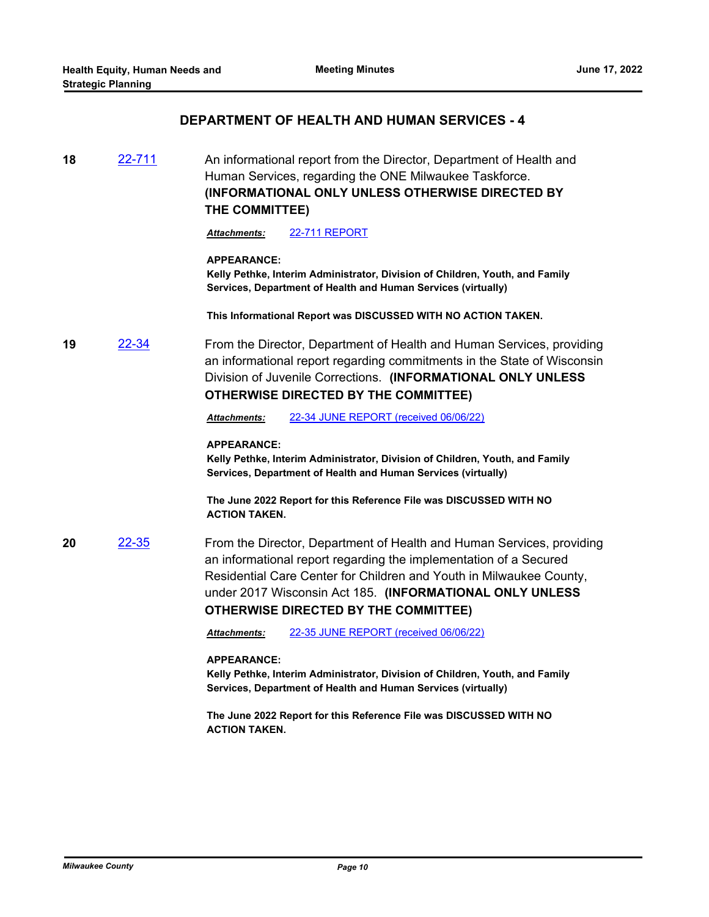## DEPARTMENT OF HEALTH AND HUMAN SERVICES - 4

**18** [22-711](22-711) An informational report from the Director, Department of Health and Human Services, regarding the ONE Milwaukee Taskforce. **(INFORMATIONAL ONLY UNLESS OTHERWISE DIRECTED BY THE COMMITTEE)**

***Attachments:*** [22-711 REPORT](22-711 REPORT)

**APPEARANCE:**
**Kelly Pethke, Interim Administrator, Division of Children, Youth, and Family Services, Department of Health and Human Services (virtually)**

**This Informational Report was DISCUSSED WITH NO ACTION TAKEN.**

**19** [22-34](22-34) From the Director, Department of Health and Human Services, providing an informational report regarding commitments in the State of Wisconsin Division of Juvenile Corrections. **(INFORMATIONAL ONLY UNLESS OTHERWISE DIRECTED BY THE COMMITTEE)**

***Attachments:*** [22-34 JUNE REPORT (received 06/06/22)](22-34 JUNE REPORT (received 06/06/22))

**APPEARANCE:**
**Kelly Pethke, Interim Administrator, Division of Children, Youth, and Family Services, Department of Health and Human Services (virtually)**

**The June 2022 Report for this Reference File was DISCUSSED WITH NO ACTION TAKEN.**

**20** [22-35](22-35) From the Director, Department of Health and Human Services, providing an informational report regarding the implementation of a Secured Residential Care Center for Children and Youth in Milwaukee County, under 2017 Wisconsin Act 185. **(INFORMATIONAL ONLY UNLESS OTHERWISE DIRECTED BY THE COMMITTEE)**

***Attachments:*** [22-35 JUNE REPORT (received 06/06/22)](22-35 JUNE REPORT (received 06/06/22))

**APPEARANCE:**
**Kelly Pethke, Interim Administrator, Division of Children, Youth, and Family Services, Department of Health and Human Services (virtually)**

**The June 2022 Report for this Reference File was DISCUSSED WITH NO ACTION TAKEN.**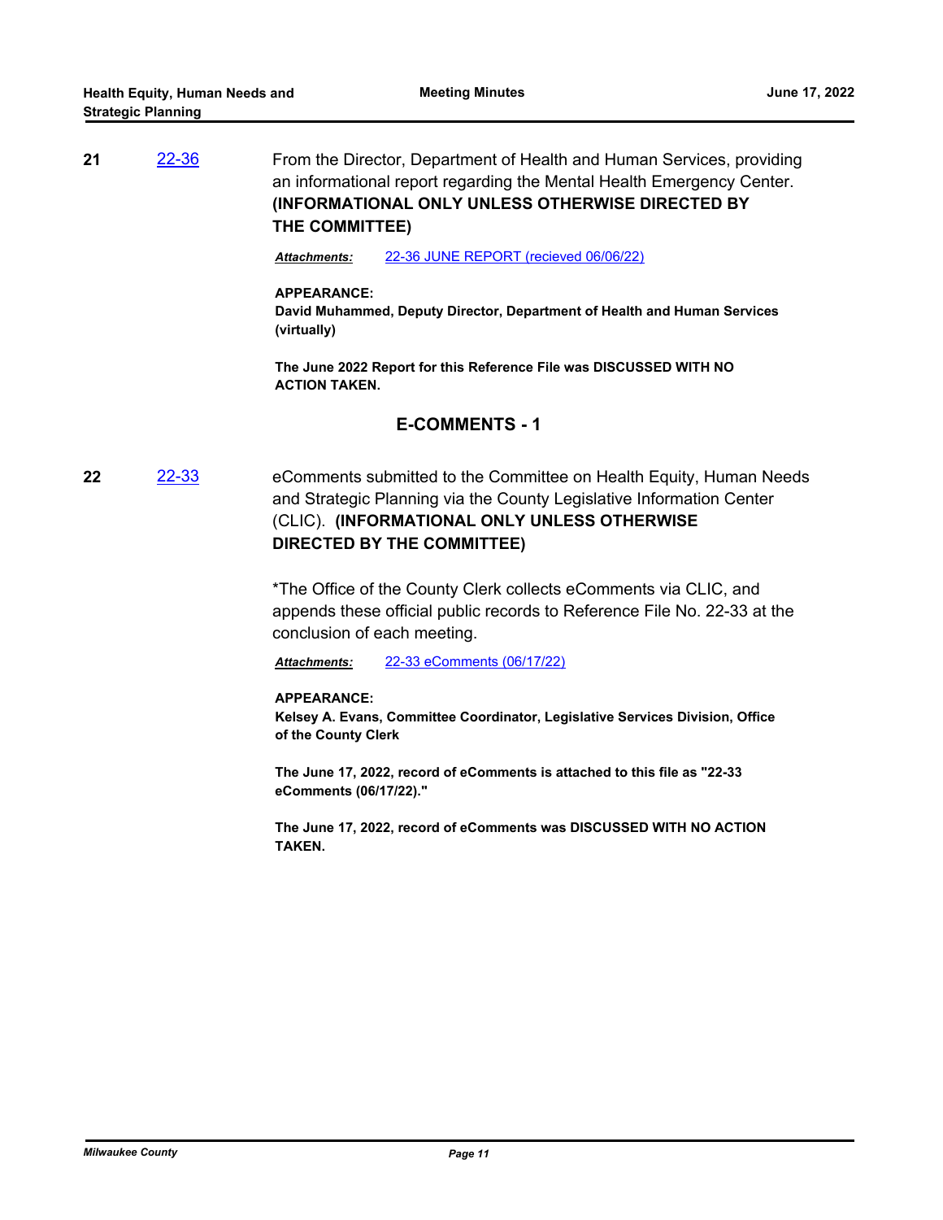**21** [22-36](22-36) From the Director, Department of Health and Human Services, providing an informational report regarding the Mental Health Emergency Center. **(INFORMATIONAL ONLY UNLESS OTHERWISE DIRECTED BY THE COMMITTEE)**

***Attachments:*** 22-36 JUNE REPORT (recieved 06/06/22)

**APPEARANCE:**
**David Muhammed, Deputy Director, Department of Health and Human Services (virtually)**

**The June 2022 Report for this Reference File was DISCUSSED WITH NO ACTION TAKEN.**

## E-COMMENTS - 1

**22** 22-33 eComments submitted to the Committee on Health Equity, Human Needs and Strategic Planning via the County Legislative Information Center (CLIC). **(INFORMATIONAL ONLY UNLESS OTHERWISE DIRECTED BY THE COMMITTEE)**

*The Office of the County Clerk collects eComments via CLIC, and appends these official public records to Reference File No. 22-33 at the conclusion of each meeting.

***Attachments:*** 22-33 eComments (06/17/22)

**APPEARANCE:**
**Kelsey A. Evans, Committee Coordinator, Legislative Services Division, Office of the County Clerk**

**The June 17, 2022, record of eComments is attached to this file as "22-33 eComments (06/17/22)."**

**The June 17, 2022, record of eComments was DISCUSSED WITH NO ACTION TAKEN.**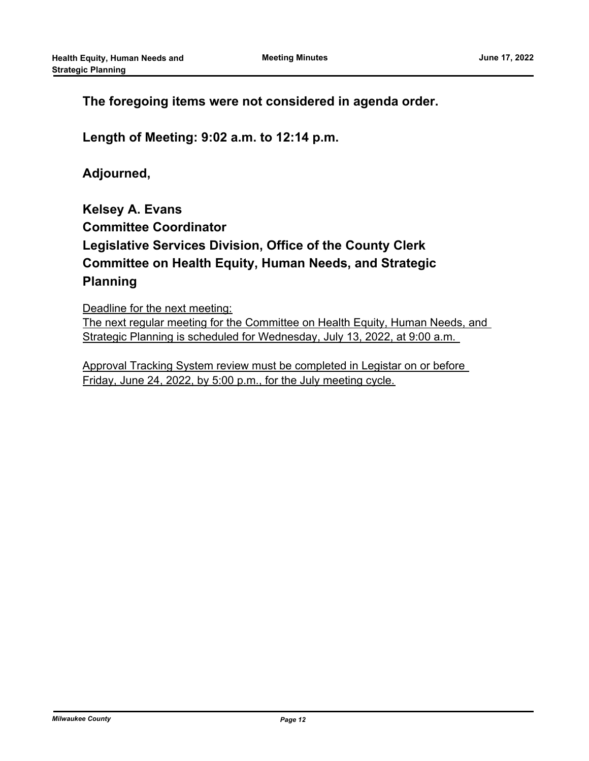**The foregoing items were not considered in agenda order.**

**Length of Meeting: 9:02 a.m. to 12:14 p.m.**

**Adjourned,**

**Kelsey A. Evans**
**Committee Coordinator**
**Legislative Services Division, Office of the County Clerk**
**Committee on Health Equity, Human Needs, and Strategic Planning**

Deadline for the next meeting:
The next regular meeting for the Committee on Health Equity, Human Needs, and Strategic Planning is scheduled for Wednesday, July 13, 2022, at 9:00 a.m.

Approval Tracking System review must be completed in Legistar on or before Friday, June 24, 2022, by 5:00 p.m., for the July meeting cycle.